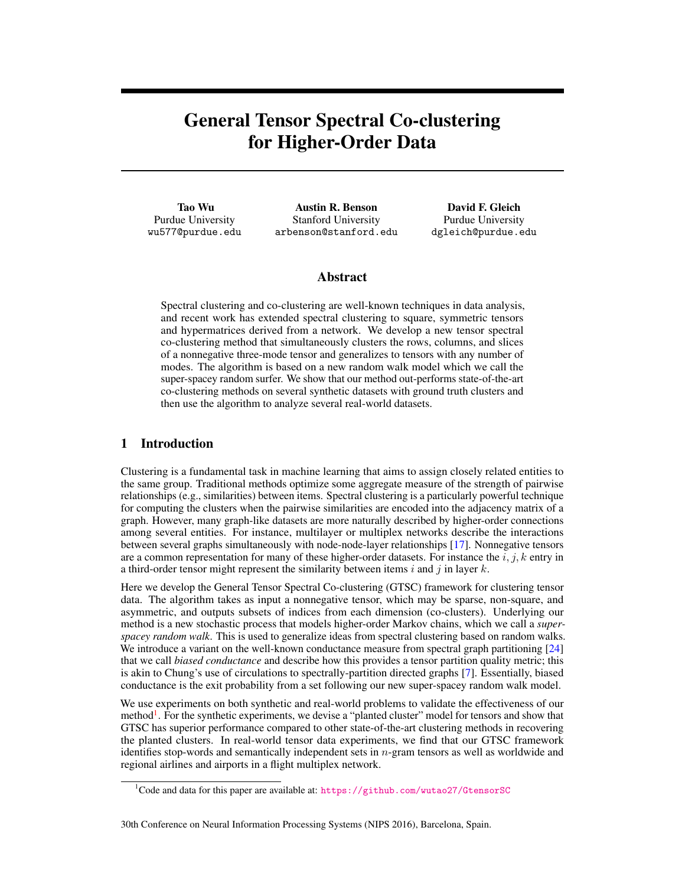# General Tensor Spectral Co-clustering for Higher-Order Data

**Tao Wu**
Purdue University
wu577@purdue.edu

**Austin R. Benson**
Stanford University
arbenson@stanford.edu

**David F. Gleich**
Purdue University
dgleich@purdue.edu

## Abstract

Spectral clustering and co-clustering are well-known techniques in data analysis, and recent work has extended spectral clustering to square, symmetric tensors and hypermatrices derived from a network. We develop a new tensor spectral co-clustering method that simultaneously clusters the rows, columns, and slices of a nonnegative three-mode tensor and generalizes to tensors with any number of modes. The algorithm is based on a new random walk model which we call the super-spacey random surfer. We show that our method out-performs state-of-the-art co-clustering methods on several synthetic datasets with ground truth clusters and then use the algorithm to analyze several real-world datasets.

## 1 Introduction

Clustering is a fundamental task in machine learning that aims to assign closely related entities to the same group. Traditional methods optimize some aggregate measure of the strength of pairwise relationships (e.g., similarities) between items. Spectral clustering is a particularly powerful technique for computing the clusters when the pairwise similarities are encoded into the adjacency matrix of a graph. However, many graph-like datasets are more naturally described by higher-order connections among several entities. For instance, multilayer or multiplex networks describe the interactions between several graphs simultaneously with node-node-layer relationships [17]. Nonnegative tensors are a common representation for many of these higher-order datasets. For instance the $i, j, k$ entry in a third-order tensor might represent the similarity between items $i$ and $j$ in layer $k$.

Here we develop the General Tensor Spectral Co-clustering (GTSC) framework for clustering tensor data. The algorithm takes as input a nonnegative tensor, which may be sparse, non-square, and asymmetric, and outputs subsets of indices from each dimension (co-clusters). Underlying our method is a new stochastic process that models higher-order Markov chains, which we call a *super-spacey random walk*. This is used to generalize ideas from spectral clustering based on random walks. We introduce a variant on the well-known conductance measure from spectral graph partitioning [24] that we call *biased conductance* and describe how this provides a tensor partition quality metric; this is akin to Chung's use of circulations to spectrally-partition directed graphs [7]. Essentially, biased conductance is the exit probability from a set following our new super-spacey random walk model.

We use experiments on both synthetic and real-world problems to validate the effectiveness of our method[1]. For the synthetic experiments, we devise a "planted cluster" model for tensors and show that GTSC has superior performance compared to other state-of-the-art clustering methods in recovering the planted clusters. In real-world tensor data experiments, we find that our GTSC framework identifies stop-words and semantically independent sets in $n$-gram tensors as well as worldwide and regional airlines and airports in a flight multiplex network.

[1]Code and data for this paper are available at: https://github.com/wutao27/GtensorSC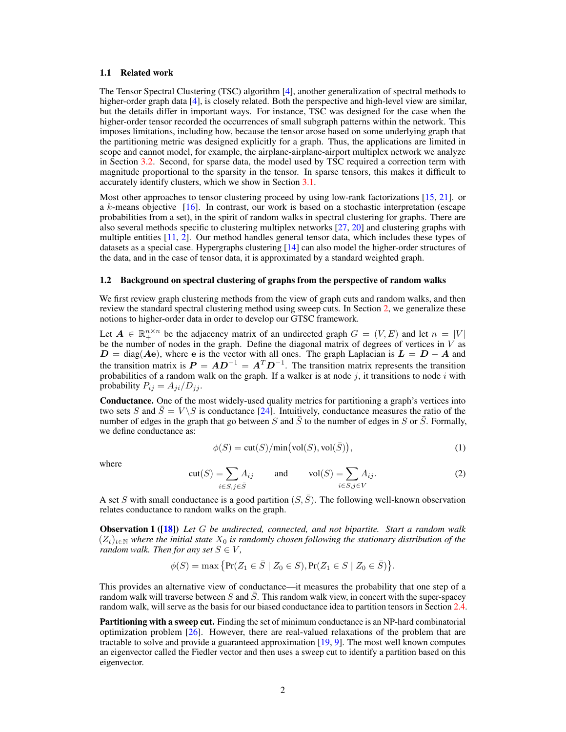### 1.1 Related work

The Tensor Spectral Clustering (TSC) algorithm [4], another generalization of spectral methods to higher-order graph data [4], is closely related. Both the perspective and high-level view are similar, but the details differ in important ways. For instance, TSC was designed for the case when the higher-order tensor recorded the occurrences of small subgraph patterns within the network. This imposes limitations, including how, because the tensor arose based on some underlying graph that the partitioning metric was designed explicitly for a graph. Thus, the applications are limited in scope and cannot model, for example, the airplane-airplane-airport multiplex network we analyze in Section 3.2. Second, for sparse data, the model used by TSC required a correction term with magnitude proportional to the sparsity in the tensor. In sparse tensors, this makes it difficult to accurately identify clusters, which we show in Section 3.1.

Most other approaches to tensor clustering proceed by using low-rank factorizations [15, 21]. or a $k$-means objective [16]. In contrast, our work is based on a stochastic interpretation (escape probabilities from a set), in the spirit of random walks in spectral clustering for graphs. There are also several methods specific to clustering multiplex networks [27, 20] and clustering graphs with multiple entities [11, 2]. Our method handles general tensor data, which includes these types of datasets as a special case. Hypergraphs clustering [14] can also model the higher-order structures of the data, and in the case of tensor data, it is approximated by a standard weighted graph.

### 1.2 Background on spectral clustering of graphs from the perspective of random walks

We first review graph clustering methods from the view of graph cuts and random walks, and then review the standard spectral clustering method using sweep cuts. In Section 2, we generalize these notions to higher-order data in order to develop our GTSC framework.

Let $\boldsymbol{A} \in \mathbb{R}_+^{n \times n}$ be the adjacency matrix of an undirected graph $G = (V, E)$ and let $n = |V|$ be the number of nodes in the graph. Define the diagonal matrix of degrees of vertices in $V$ as $\boldsymbol{D} = \text{diag}(\boldsymbol{A}\mathbf{e})$, where $\mathbf{e}$ is the vector with all ones. The graph Laplacian is $\boldsymbol{L} = \boldsymbol{D} - \boldsymbol{A}$ and the transition matrix is $\boldsymbol{P} = \boldsymbol{A}\boldsymbol{D}^{-1} = \boldsymbol{A}^T\boldsymbol{D}^{-1}$. The transition matrix represents the transition probabilities of a random walk on the graph. If a walker is at node $j$, it transitions to node $i$ with probability $P_{ij} = A_{ji}/D_{jj}$.

**Conductance.** One of the most widely-used quality metrics for partitioning a graph's vertices into two sets $S$ and $\bar{S} = V \backslash S$ is conductance [24]. Intuitively, conductance measures the ratio of the number of edges in the graph that go between $S$ and $\bar{S}$ to the number of edges in $S$ or $\bar{S}$. Formally, we define conductance as:

$$\phi(S) = \text{cut}(S) / \min\big(\text{vol}(S), \text{vol}(\bar{S})\big), \tag{1}$$

where

$$\text{cut}(S) = \sum_{i \in S, j \in \bar{S}} A_{ij} \qquad \text{and} \qquad \text{vol}(S) = \sum_{i \in S, j \in V} A_{ij}. \tag{2}$$

A set $S$ with small conductance is a good partition $(S, \bar{S})$. The following well-known observation relates conductance to random walks on the graph.

**Observation 1 ([18])** *Let $G$ be undirected, connected, and not bipartite. Start a random walk $(Z_t)_{t \in \mathbb{N}}$ where the initial state $X_0$ is randomly chosen following the stationary distribution of the random walk. Then for any set $S \in V$,*

$$\phi(S) = \max\big\{\Pr(Z_1 \in \bar{S} \mid Z_0 \in S), \Pr(Z_1 \in S \mid Z_0 \in \bar{S})\big\}.$$

This provides an alternative view of conductance—it measures the probability that one step of a random walk will traverse between $S$ and $\bar{S}$. This random walk view, in concert with the super-spacey random walk, will serve as the basis for our biased conductance idea to partition tensors in Section 2.4.

**Partitioning with a sweep cut.** Finding the set of minimum conductance is an NP-hard combinatorial optimization problem [26]. However, there are real-valued relaxations of the problem that are tractable to solve and provide a guaranteed approximation [19, 9]. The most well known computes an eigenvector called the Fiedler vector and then uses a sweep cut to identify a partition based on this eigenvector.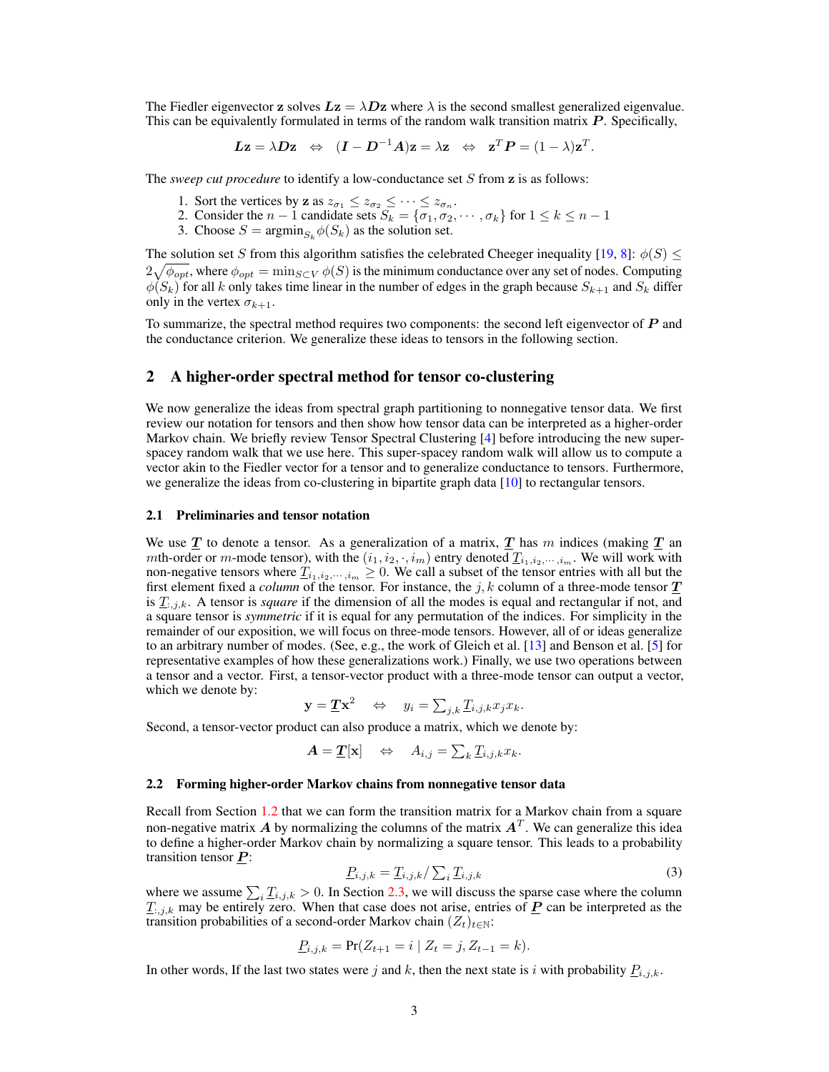The Fiedler eigenvector $\mathbf{z}$ solves $\boldsymbol{L}\mathbf{z} = \lambda \boldsymbol{D}\mathbf{z}$ where $\lambda$ is the second smallest generalized eigenvalue. This can be equivalently formulated in terms of the random walk transition matrix $\boldsymbol{P}$. Specifically,

$$\boldsymbol{L}\mathbf{z} = \lambda \boldsymbol{D}\mathbf{z} \quad \Leftrightarrow \quad (\boldsymbol{I} - \boldsymbol{D}^{-1}\boldsymbol{A})\mathbf{z} = \lambda \mathbf{z} \quad \Leftrightarrow \quad \mathbf{z}^T \boldsymbol{P} = (1-\lambda)\mathbf{z}^T.$$

The *sweep cut procedure* to identify a low-conductance set $S$ from $\mathbf{z}$ is as follows:

1. Sort the vertices by $\mathbf{z}$ as $z_{\sigma_1} \leq z_{\sigma_2} \leq \cdots \leq z_{\sigma_n}$.
2. Consider the $n-1$ candidate sets $S_k = \{\sigma_1, \sigma_2, \cdots, \sigma_k\}$ for $1 \leq k \leq n-1$
3. Choose $S = \text{argmin}_{S_k} \phi(S_k)$ as the solution set.

The solution set $S$ from this algorithm satisfies the celebrated Cheeger inequality [19, 8]: $\phi(S) \leq 2\sqrt{\phi_{opt}}$, where $\phi_{opt} = \min_{S \subset V} \phi(S)$ is the minimum conductance over any set of nodes. Computing $\phi(S_k)$ for all $k$ only takes time linear in the number of edges in the graph because $S_{k+1}$ and $S_k$ differ only in the vertex $\sigma_{k+1}$.

To summarize, the spectral method requires two components: the second left eigenvector of $\boldsymbol{P}$ and the conductance criterion. We generalize these ideas to tensors in the following section.

## 2 A higher-order spectral method for tensor co-clustering

We now generalize the ideas from spectral graph partitioning to nonnegative tensor data. We first review our notation for tensors and then show how tensor data can be interpreted as a higher-order Markov chain. We briefly review Tensor Spectral Clustering [4] before introducing the new super-spacey random walk that we use here. This super-spacey random walk will allow us to compute a vector akin to the Fiedler vector for a tensor and to generalize conductance to tensors. Furthermore, we generalize the ideas from co-clustering in bipartite graph data [10] to rectangular tensors.

### 2.1 Preliminaries and tensor notation

We use $\underline{\boldsymbol{T}}$ to denote a tensor. As a generalization of a matrix, $\underline{\boldsymbol{T}}$ has $m$ indices (making $\underline{\boldsymbol{T}}$ an $m$th-order or $m$-mode tensor), with the $(i_1, i_2, \cdot, i_m)$ entry denoted $\underline{T}_{i_1, i_2, \cdots, i_m}$. We will work with non-negative tensors where $\underline{T}_{i_1, i_2, \cdots, i_m} \geq 0$. We call a subset of the tensor entries with all but the first element fixed a *column* of the tensor. For instance, the $j, k$ column of a three-mode tensor $\underline{\boldsymbol{T}}$ is $\underline{T}_{:,j,k}$. A tensor is *square* if the dimension of all the modes is equal and rectangular if not, and a square tensor is *symmetric* if it is equal for any permutation of the indices. For simplicity in the remainder of our exposition, we will focus on three-mode tensors. However, all of or ideas generalize to an arbitrary number of modes. (See, e.g., the work of Gleich et al. [13] and Benson et al. [5] for representative examples of how these generalizations work.) Finally, we use two operations between a tensor and a vector. First, a tensor-vector product with a three-mode tensor can output a vector, which we denote by:

$$\mathbf{y} = \underline{\boldsymbol{T}}\mathbf{x}^2 \quad \Leftrightarrow \quad y_i = \textstyle\sum_{j,k} \underline{T}_{i,j,k} x_j x_k.$$

Second, a tensor-vector product can also produce a matrix, which we denote by:

$$\boldsymbol{A} = \underline{\boldsymbol{T}}[\mathbf{x}] \quad \Leftrightarrow \quad A_{i,j} = \textstyle\sum_{k} \underline{T}_{i,j,k} x_k.$$

### 2.2 Forming higher-order Markov chains from nonnegative tensor data

Recall from Section 1.2 that we can form the transition matrix for a Markov chain from a square non-negative matrix $\boldsymbol{A}$ by normalizing the columns of the matrix $\boldsymbol{A}^T$. We can generalize this idea to define a higher-order Markov chain by normalizing a square tensor. This leads to a probability transition tensor $\underline{\boldsymbol{P}}$:

$$\underline{P}_{i,j,k} = \underline{T}_{i,j,k} / \textstyle\sum_i \underline{T}_{i,j,k} \tag{3}$$

where we assume $\sum_i \underline{T}_{i,j,k} > 0$. In Section 2.3, we will discuss the sparse case where the column $\underline{T}_{:,j,k}$ may be entirely zero. When that case does not arise, entries of $\underline{\boldsymbol{P}}$ can be interpreted as the transition probabilities of a second-order Markov chain $(Z_t)_{t \in \mathbb{N}}$:

$$\underline{P}_{i,j,k} = \Pr(Z_{t+1} = i \mid Z_t = j, Z_{t-1} = k).$$

In other words, If the last two states were $j$ and $k$, then the next state is $i$ with probability $\underline{P}_{i,j,k}$.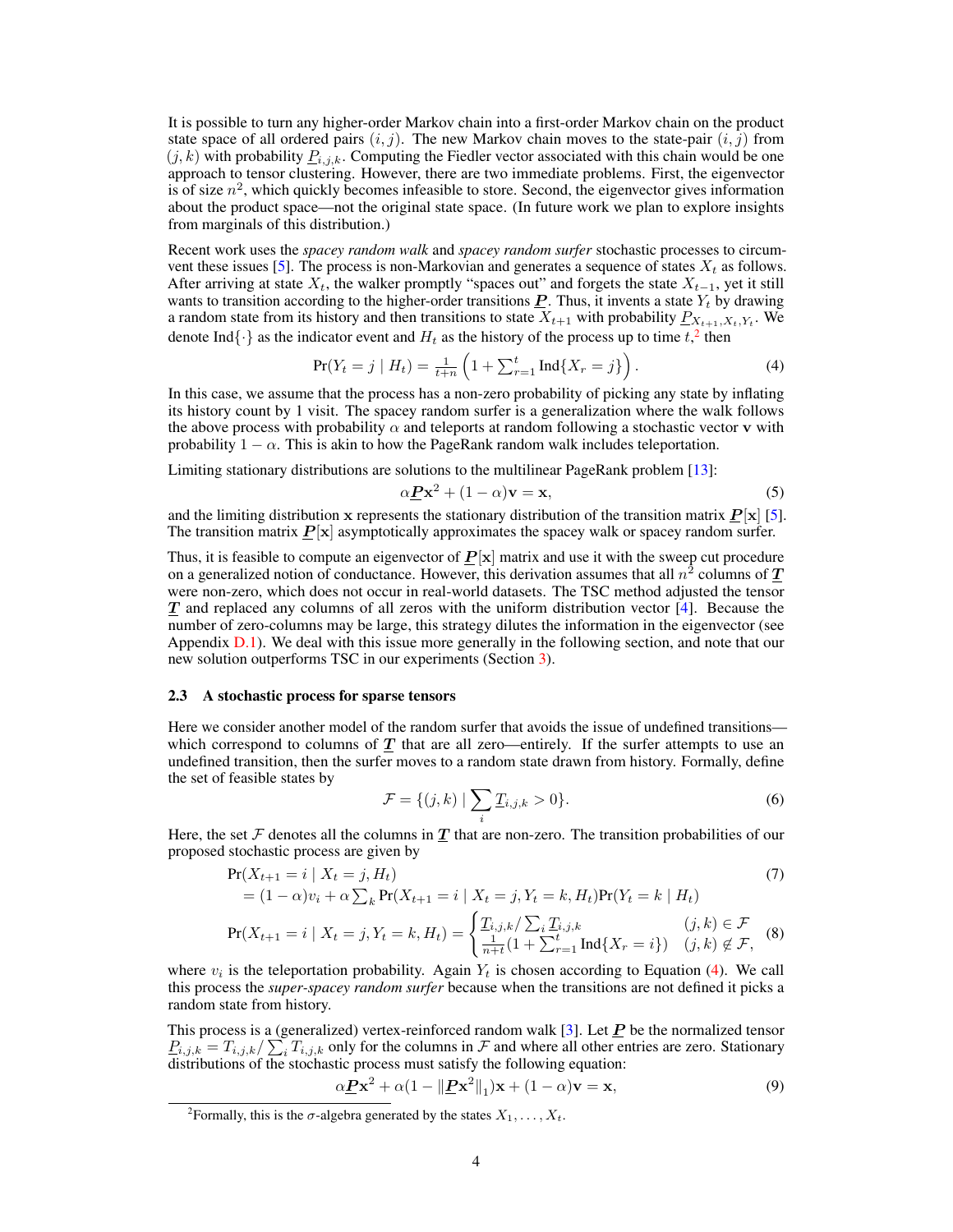It is possible to turn any higher-order Markov chain into a first-order Markov chain on the product state space of all ordered pairs $(i, j)$. The new Markov chain moves to the state-pair $(i, j)$ from $(j, k)$ with probability $\underline{P}_{i,j,k}$. Computing the Fiedler vector associated with this chain would be one approach to tensor clustering. However, there are two immediate problems. First, the eigenvector is of size $n^2$, which quickly becomes infeasible to store. Second, the eigenvector gives information about the product space—not the original state space. (In future work we plan to explore insights from marginals of this distribution.)

Recent work uses the *spacey random walk* and *spacey random surfer* stochastic processes to circumvent these issues [5]. The process is non-Markovian and generates a sequence of states $X_t$ as follows. After arriving at state $X_t$, the walker promptly "spaces out" and forgets the state $X_{t-1}$, yet it still wants to transition according to the higher-order transitions $\underline{\boldsymbol{P}}$. Thus, it invents a state $Y_t$ by drawing a random state from its history and then transitions to state $X_{t+1}$ with probability $\underline{P}_{X_{t+1},X_t,Y_t}$. We denote $\text{Ind}\{\cdot\}$ as the indicator event and $H_t$ as the history of the process up to time $t$,[2] then

$$\Pr(Y_t = j \mid H_t) = \tfrac{1}{t+n}\left(1 + \textstyle\sum_{r=1}^{t} \text{Ind}\{X_r = j\}\right). \tag{4}$$

In this case, we assume that the process has a non-zero probability of picking any state by inflating its history count by 1 visit. The spacey random surfer is a generalization where the walk follows the above process with probability $\alpha$ and teleports at random following a stochastic vector $\mathbf{v}$ with probability $1-\alpha$. This is akin to how the PageRank random walk includes teleportation.

Limiting stationary distributions are solutions to the multilinear PageRank problem [13]:

$$\alpha \underline{\boldsymbol{P}}\mathbf{x}^2 + (1-\alpha)\mathbf{v} = \mathbf{x}, \tag{5}$$

and the limiting distribution $\mathbf{x}$ represents the stationary distribution of the transition matrix $\underline{\boldsymbol{P}}[\mathbf{x}]$ [5]. The transition matrix $\underline{\boldsymbol{P}}[\mathbf{x}]$ asymptotically approximates the spacey walk or spacey random surfer.

Thus, it is feasible to compute an eigenvector of $\underline{\boldsymbol{P}}[\mathbf{x}]$ matrix and use it with the sweep cut procedure on a generalized notion of conductance. However, this derivation assumes that all $n^2$ columns of $\underline{\boldsymbol{T}}$ were non-zero, which does not occur in real-world datasets. The TSC method adjusted the tensor $\underline{\boldsymbol{T}}$ and replaced any columns of all zeros with the uniform distribution vector [4]. Because the number of zero-columns may be large, this strategy dilutes the information in the eigenvector (see Appendix D.1). We deal with this issue more generally in the following section, and note that our new solution outperforms TSC in our experiments (Section 3).

### 2.3 A stochastic process for sparse tensors

Here we consider another model of the random surfer that avoids the issue of undefined transitions—which correspond to columns of $\underline{\boldsymbol{T}}$ that are all zero—entirely. If the surfer attempts to use an undefined transition, then the surfer moves to a random state drawn from history. Formally, define the set of feasible states by

$$\mathcal{F} = \{(j,k) \mid \sum_i \underline{T}_{i,j,k} > 0\}. \tag{6}$$

Here, the set $\mathcal{F}$ denotes all the columns in $\underline{\boldsymbol{T}}$ that are non-zero. The transition probabilities of our proposed stochastic process are given by

$$\begin{aligned} &\Pr(X_{t+1} = i \mid X_t = j, H_t) \\ &\quad = (1-\alpha)v_i + \alpha \textstyle\sum_k \Pr(X_{t+1} = i \mid X_t = j, Y_t = k, H_t)\Pr(Y_t = k \mid H_t) \end{aligned} \tag{7}$$

$$\Pr(X_{t+1} = i \mid X_t = j, Y_t = k, H_t) = \begin{cases} \underline{T}_{i,j,k} / \sum_i \underline{T}_{i,j,k} & (j,k) \in \mathcal{F} \\ \frac{1}{n+t}(1 + \sum_{r=1}^{t} \text{Ind}\{X_r = i\}) & (j,k) \notin \mathcal{F}, \end{cases} \tag{8}$$

where $v_i$ is the teleportation probability. Again $Y_t$ is chosen according to Equation (4). We call this process the *super-spacey random surfer* because when the transitions are not defined it picks a random state from history.

This process is a (generalized) vertex-reinforced random walk [3]. Let $\underline{\boldsymbol{P}}$ be the normalized tensor $\underline{P}_{i,j,k} = T_{i,j,k} / \sum_i T_{i,j,k}$ only for the columns in $\mathcal{F}$ and where all other entries are zero. Stationary distributions of the stochastic process must satisfy the following equation:

$$\alpha \underline{\boldsymbol{P}}\mathbf{x}^2 + \alpha(1 - \|\underline{\boldsymbol{P}}\mathbf{x}^2\|_1)\mathbf{x} + (1-\alpha)\mathbf{v} = \mathbf{x}, \tag{9}$$

[2] Formally, this is the $\sigma$-algebra generated by the states $X_1, \ldots, X_t$.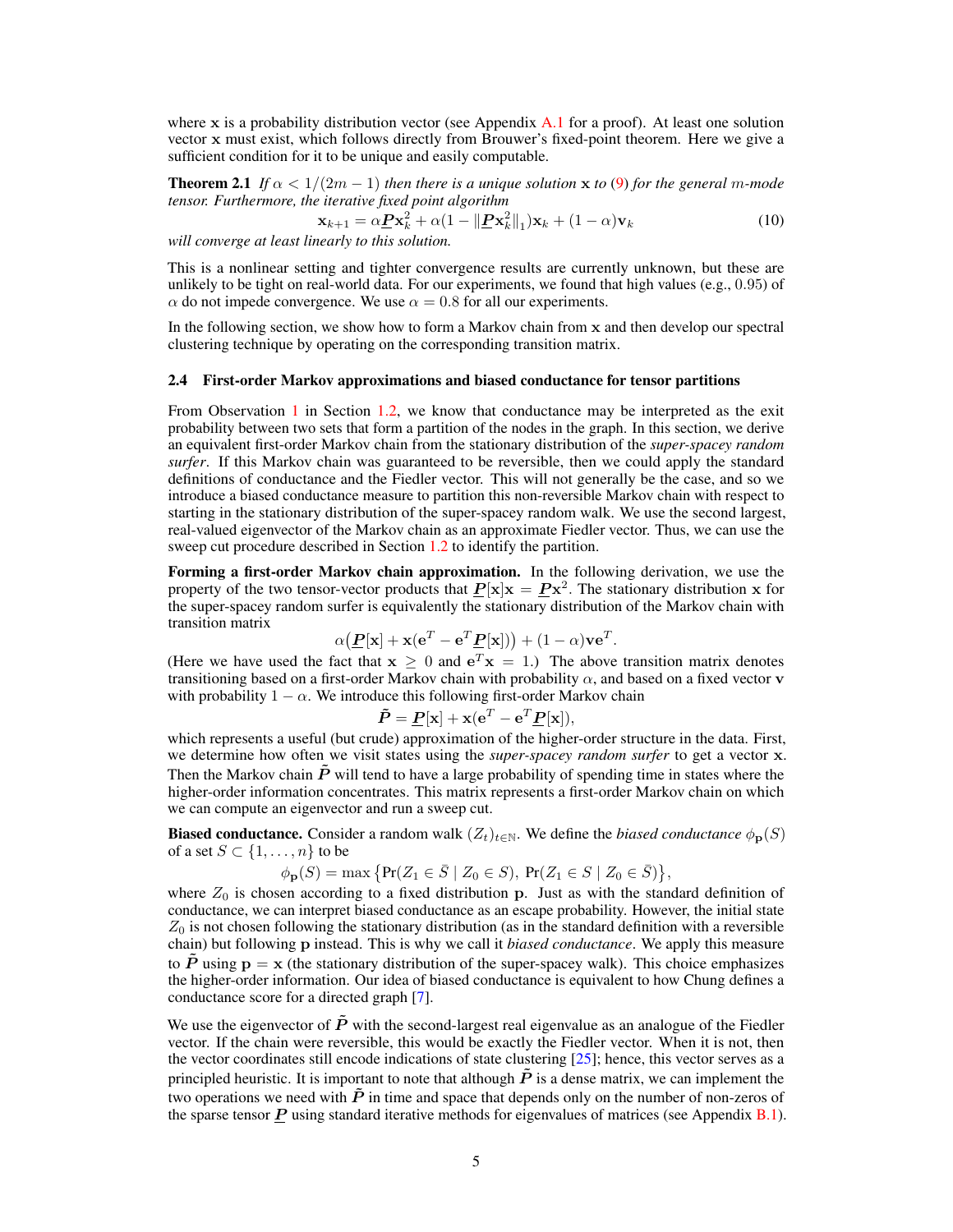where $\mathbf{x}$ is a probability distribution vector (see Appendix A.1 for a proof). At least one solution vector $\mathbf{x}$ must exist, which follows directly from Brouwer's fixed-point theorem. Here we give a sufficient condition for it to be unique and easily computable.

**Theorem 2.1** *If $\alpha < 1/(2m-1)$ then there is a unique solution $\mathbf{x}$ to (9) for the general $m$-mode tensor. Furthermore, the iterative fixed point algorithm*

$$\mathbf{x}_{k+1} = \alpha \underline{\boldsymbol{P}} \mathbf{x}_k^2 + \alpha(1 - \|\underline{\boldsymbol{P}} \mathbf{x}_k^2\|_1)\mathbf{x}_k + (1-\alpha)\mathbf{v}_k \tag{10}$$

*will converge at least linearly to this solution.*

This is a nonlinear setting and tighter convergence results are currently unknown, but these are unlikely to be tight on real-world data. For our experiments, we found that high values (e.g., $0.95$) of $\alpha$ do not impede convergence. We use $\alpha = 0.8$ for all our experiments.

In the following section, we show how to form a Markov chain from $\mathbf{x}$ and then develop our spectral clustering technique by operating on the corresponding transition matrix.

### 2.4 First-order Markov approximations and biased conductance for tensor partitions

From Observation 1 in Section 1.2, we know that conductance may be interpreted as the exit probability between two sets that form a partition of the nodes in the graph. In this section, we derive an equivalent first-order Markov chain from the stationary distribution of the *super-spacey random surfer*. If this Markov chain was guaranteed to be reversible, then we could apply the standard definitions of conductance and the Fiedler vector. This will not generally be the case, and so we introduce a biased conductance measure to partition this non-reversible Markov chain with respect to starting in the stationary distribution of the super-spacey random walk. We use the second largest, real-valued eigenvector of the Markov chain as an approximate Fiedler vector. Thus, we can use the sweep cut procedure described in Section 1.2 to identify the partition.

**Forming a first-order Markov chain approximation.** In the following derivation, we use the property of the two tensor-vector products that $\underline{\boldsymbol{P}}[\mathbf{x}]\mathbf{x} = \underline{\boldsymbol{P}}\mathbf{x}^2$. The stationary distribution $\mathbf{x}$ for the super-spacey random surfer is equivalently the stationary distribution of the Markov chain with transition matrix

$$\alpha\big(\underline{\boldsymbol{P}}[\mathbf{x}] + \mathbf{x}(\mathbf{e}^T - \mathbf{e}^T\underline{\boldsymbol{P}}[\mathbf{x}])\big) + (1-\alpha)\mathbf{v}\mathbf{e}^T.$$

(Here we have used the fact that $\mathbf{x} \geq 0$ and $\mathbf{e}^T\mathbf{x} = 1$.) The above transition matrix denotes transitioning based on a first-order Markov chain with probability $\alpha$, and based on a fixed vector $\mathbf{v}$ with probability $1-\alpha$. We introduce this following first-order Markov chain

$$\tilde{\boldsymbol{P}} = \underline{\boldsymbol{P}}[\mathbf{x}] + \mathbf{x}(\mathbf{e}^T - \mathbf{e}^T\underline{\boldsymbol{P}}[\mathbf{x}]),$$

which represents a useful (but crude) approximation of the higher-order structure in the data. First, we determine how often we visit states using the *super-spacey random surfer* to get a vector $\mathbf{x}$. Then the Markov chain $\tilde{\boldsymbol{P}}$ will tend to have a large probability of spending time in states where the higher-order information concentrates. This matrix represents a first-order Markov chain on which we can compute an eigenvector and run a sweep cut.

**Biased conductance.** Consider a random walk $(Z_t)_{t\in\mathbb{N}}$. We define the *biased conductance* $\phi_{\mathbf{p}}(S)$ of a set $S \subset \{1, \ldots, n\}$ to be

$$\phi_{\mathbf{p}}(S) = \max\big\{\Pr(Z_1 \in \bar{S} \mid Z_0 \in S),\ \Pr(Z_1 \in S \mid Z_0 \in \bar{S})\big\},$$

where $Z_0$ is chosen according to a fixed distribution $\mathbf{p}$. Just as with the standard definition of conductance, we can interpret biased conductance as an escape probability. However, the initial state $Z_0$ is not chosen following the stationary distribution (as in the standard definition with a reversible chain) but following $\mathbf{p}$ instead. This is why we call it *biased conductance*. We apply this measure to $\tilde{\boldsymbol{P}}$ using $\mathbf{p} = \mathbf{x}$ (the stationary distribution of the super-spacey walk). This choice emphasizes the higher-order information. Our idea of biased conductance is equivalent to how Chung defines a conductance score for a directed graph [7].

We use the eigenvector of $\tilde{\boldsymbol{P}}$ with the second-largest real eigenvalue as an analogue of the Fiedler vector. If the chain were reversible, this would be exactly the Fiedler vector. When it is not, then the vector coordinates still encode indications of state clustering [25]; hence, this vector serves as a principled heuristic. It is important to note that although $\tilde{\boldsymbol{P}}$ is a dense matrix, we can implement the two operations we need with $\tilde{\boldsymbol{P}}$ in time and space that depends only on the number of non-zeros of the sparse tensor $\underline{\boldsymbol{P}}$ using standard iterative methods for eigenvalues of matrices (see Appendix B.1).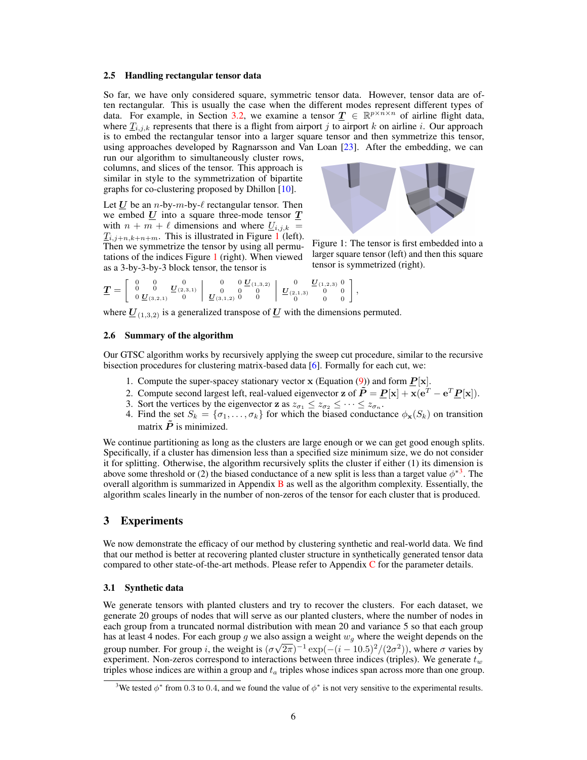### 2.5 Handling rectangular tensor data

So far, we have only considered square, symmetric tensor data. However, tensor data are often rectangular. This is usually the case when the different modes represent different types of data. For example, in Section 3.2, we examine a tensor $\underline{\boldsymbol{T}} \in \mathbb{R}^{p \times n \times n}$ of airline flight data, where $\underline{T}_{i,j,k}$ represents that there is a flight from airport $j$ to airport $k$ on airline $i$. Our approach is to embed the rectangular tensor into a larger square tensor and then symmetrize this tensor, using approaches developed by Ragnarsson and Van Loan [23]. After the embedding, we can run our algorithm to simultaneously cluster rows, columns, and slices of the tensor. This approach is similar in style to the symmetrization of bipartite graphs for co-clustering proposed by Dhillon [10].

Let $\underline{\boldsymbol{U}}$ be an $n$-by-$m$-by-$\ell$ rectangular tensor. Then we embed $\underline{\boldsymbol{U}}$ into a square three-mode tensor $\underline{\boldsymbol{T}}$ with $n + m + \ell$ dimensions and where $\underline{U}_{i,j,k} = \underline{T}_{i,j+n,k+n+m}$. This is illustrated in Figure 1 (left). Then we symmetrize the tensor by using all permutations of the indices Figure 1 (right). When viewed as a 3-by-3-by-3 block tensor, the tensor is

Figure 1: The tensor is first embedded into a larger square tensor (left) and then this square tensor is symmetrized (right).

$$
\underline{\boldsymbol{T}} = \left[ \begin{array}{ccc|ccc|ccc} 0 & 0 & 0 & 0 & 0 & \underline{\boldsymbol{U}}_{(1,3,2)} & 0 & \underline{\boldsymbol{U}}_{(1,2,3)} & 0 \\ 0 & 0 & \underline{\boldsymbol{U}}_{(2,3,1)} & 0 & 0 & 0 & \underline{\boldsymbol{U}}_{(2,1,3)} & 0 & 0 \\ 0 & \underline{\boldsymbol{U}}_{(3,2,1)} & 0 & \underline{\boldsymbol{U}}_{(3,1,2)} & 0 & 0 & 0 & 0 & 0 \end{array} \right],
$$

where $\underline{\boldsymbol{U}}_{(1,3,2)}$ is a generalized transpose of $\underline{\boldsymbol{U}}$ with the dimensions permuted.

### 2.6 Summary of the algorithm

Our GTSC algorithm works by recursively applying the sweep cut procedure, similar to the recursive bisection procedures for clustering matrix-based data [6]. Formally for each cut, we:

1. Compute the super-spacey stationary vector $\mathbf{x}$ (Equation (9)) and form $\underline{\boldsymbol{P}}[\mathbf{x}]$.
2. Compute second largest left, real-valued eigenvector $\mathbf{z}$ of $\tilde{\boldsymbol{P}} = \underline{\boldsymbol{P}}[\mathbf{x}] + \mathbf{x}(\mathbf{e}^T - \mathbf{e}^T \underline{\boldsymbol{P}}[\mathbf{x}])$.
3. Sort the vertices by the eigenvector $\mathbf{z}$ as $z_{\sigma_1} \leq z_{\sigma_2} \leq \cdots \leq z_{\sigma_n}$.
4. Find the set $S_k = \{\sigma_1, \ldots, \sigma_k\}$ for which the biased conductance $\phi_{\mathbf{x}}(S_k)$ on transition matrix $\tilde{\boldsymbol{P}}$ is minimized.

We continue partitioning as long as the clusters are large enough or we can get good enough splits. Specifically, if a cluster has dimension less than a specified size minimum size, we do not consider it for splitting. Otherwise, the algorithm recursively splits the cluster if either (1) its dimension is above some threshold or (2) the biased conductance of a new split is less than a target value $\phi^*$[3]. The overall algorithm is summarized in Appendix B as well as the algorithm complexity. Essentially, the algorithm scales linearly in the number of non-zeros of the tensor for each cluster that is produced.

## 3 Experiments

We now demonstrate the efficacy of our method by clustering synthetic and real-world data. We find that our method is better at recovering planted cluster structure in synthetically generated tensor data compared to other state-of-the-art methods. Please refer to Appendix C for the parameter details.

### 3.1 Synthetic data

We generate tensors with planted clusters and try to recover the clusters. For each dataset, we generate 20 groups of nodes that will serve as our planted clusters, where the number of nodes in each group from a truncated normal distribution with mean 20 and variance 5 so that each group has at least 4 nodes. For each group $g$ we also assign a weight $w_g$ where the weight depends on the group number. For group $i$, the weight is $(\sigma\sqrt{2\pi})^{-1}\exp(-(i-10.5)^2/(2\sigma^2))$, where $\sigma$ varies by experiment. Non-zeros correspond to interactions between three indices (triples). We generate $t_w$ triples whose indices are within a group and $t_a$ triples whose indices span across more than one group.

[3] We tested $\phi^*$ from 0.3 to 0.4, and we found the value of $\phi^*$ is not very sensitive to the experimental results.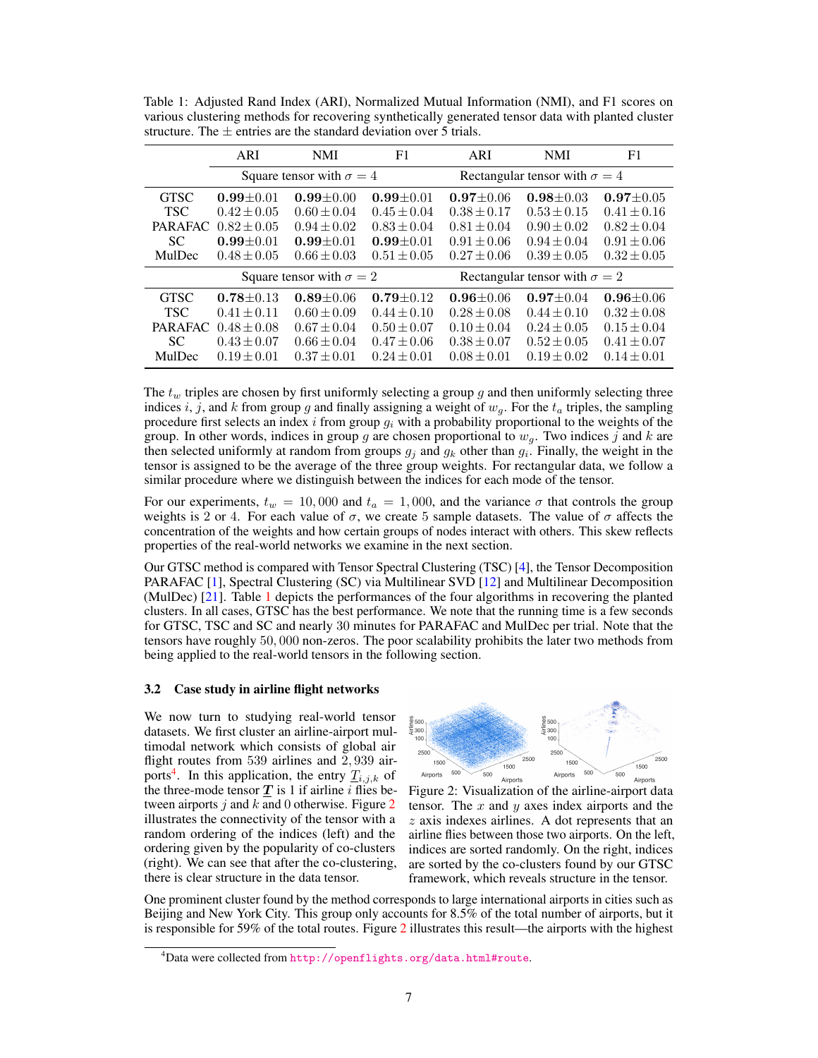Table 1: Adjusted Rand Index (ARI), Normalized Mutual Information (NMI), and F1 scores on various clustering methods for recovering synthetically generated tensor data with planted cluster structure. The $\pm$ entries are the standard deviation over 5 trials.

| | ARI | NMI | F1 | ARI | NMI | F1 |
|---|---|---|---|---|---|---|
| | Square tensor with $\sigma = 4$ | | | Rectangular tensor with $\sigma = 4$ | | |
| GTSC | $\mathbf{0.99}\pm0.01$ | $\mathbf{0.99}\pm0.00$ | $\mathbf{0.99}\pm0.01$ | $\mathbf{0.97}\pm0.06$ | $\mathbf{0.98}\pm0.03$ | $\mathbf{0.97}\pm0.05$ |
| TSC | $0.42\pm0.05$ | $0.60\pm0.04$ | $0.45\pm0.04$ | $0.38\pm0.17$ | $0.53\pm0.15$ | $0.41\pm0.16$ |
| PARAFAC | $0.82\pm0.05$ | $0.94\pm0.02$ | $0.83\pm0.04$ | $0.81\pm0.04$ | $0.90\pm0.02$ | $0.82\pm0.04$ |
| SC | $\mathbf{0.99}\pm0.01$ | $\mathbf{0.99}\pm0.01$ | $\mathbf{0.99}\pm0.01$ | $0.91\pm0.06$ | $0.94\pm0.04$ | $0.91\pm0.06$ |
| MulDec | $0.48\pm0.05$ | $0.66\pm0.03$ | $0.51\pm0.05$ | $0.27\pm0.06$ | $0.39\pm0.05$ | $0.32\pm0.05$ |
| | Square tensor with $\sigma = 2$ | | | Rectangular tensor with $\sigma = 2$ | | |
| GTSC | $\mathbf{0.78}\pm0.13$ | $\mathbf{0.89}\pm0.06$ | $\mathbf{0.79}\pm0.12$ | $\mathbf{0.96}\pm0.06$ | $\mathbf{0.97}\pm0.04$ | $\mathbf{0.96}\pm0.06$ |
| TSC | $0.41\pm0.11$ | $0.60\pm0.09$ | $0.44\pm0.10$ | $0.28\pm0.08$ | $0.44\pm0.10$ | $0.32\pm0.08$ |
| PARAFAC | $0.48\pm0.08$ | $0.67\pm0.04$ | $0.50\pm0.07$ | $0.10\pm0.04$ | $0.24\pm0.05$ | $0.15\pm0.04$ |
| SC | $0.43\pm0.07$ | $0.66\pm0.04$ | $0.47\pm0.06$ | $0.38\pm0.07$ | $0.52\pm0.05$ | $0.41\pm0.07$ |
| MulDec | $0.19\pm0.01$ | $0.37\pm0.01$ | $0.24\pm0.01$ | $0.08\pm0.01$ | $0.19\pm0.02$ | $0.14\pm0.01$ |

The $t_w$ triples are chosen by first uniformly selecting a group $g$ and then uniformly selecting three indices $i$, $j$, and $k$ from group $g$ and finally assigning a weight of $w_g$. For the $t_a$ triples, the sampling procedure first selects an index $i$ from group $g_i$ with a probability proportional to the weights of the group. In other words, indices in group $g$ are chosen proportional to $w_g$. Two indices $j$ and $k$ are then selected uniformly at random from groups $g_j$ and $g_k$ other than $g_i$. Finally, the weight in the tensor is assigned to be the average of the three group weights. For rectangular data, we follow a similar procedure where we distinguish between the indices for each mode of the tensor.

For our experiments, $t_w = 10,000$ and $t_a = 1,000$, and the variance $\sigma$ that controls the group weights is 2 or 4. For each value of $\sigma$, we create 5 sample datasets. The value of $\sigma$ affects the concentration of the weights and how certain groups of nodes interact with others. This skew reflects properties of the real-world networks we examine in the next section.

Our GTSC method is compared with Tensor Spectral Clustering (TSC) [4], the Tensor Decomposition PARAFAC [1], Spectral Clustering (SC) via Multilinear SVD [12] and Multilinear Decomposition (MulDec) [21]. Table 1 depicts the performances of the four algorithms in recovering the planted clusters. In all cases, GTSC has the best performance. We note that the running time is a few seconds for GTSC, TSC and SC and nearly 30 minutes for PARAFAC and MulDec per trial. Note that the tensors have roughly $50,000$ non-zeros. The poor scalability prohibits the later two methods from being applied to the real-world tensors in the following section.

### 3.2 Case study in airline flight networks

We now turn to studying real-world tensor datasets. We first cluster an airline-airport multimodal network which consists of global air flight routes from 539 airlines and $2,939$ airports[4]. In this application, the entry $\underline{T}_{i,j,k}$ of the three-mode tensor $\underline{\boldsymbol{T}}$ is 1 if airline $i$ flies between airports $j$ and $k$ and 0 otherwise. Figure 2 illustrates the connectivity of the tensor with a random ordering of the indices (left) and the ordering given by the popularity of co-clusters (right). We can see that after the co-clustering, there is clear structure in the data tensor.

Figure 2: Visualization of the airline-airport data tensor. The $x$ and $y$ axes index airports and the $z$ axis indexes airlines. A dot represents that an airline flies between those two airports. On the left, indices are sorted randomly. On the right, indices are sorted by the co-clusters found by our GTSC framework, which reveals structure in the tensor.

One prominent cluster found by the method corresponds to large international airports in cities such as Beijing and New York City. This group only accounts for 8.5% of the total number of airports, but it is responsible for 59% of the total routes. Figure 2 illustrates this result—the airports with the highest

[4]Data were collected from http://openflights.org/data.html#route.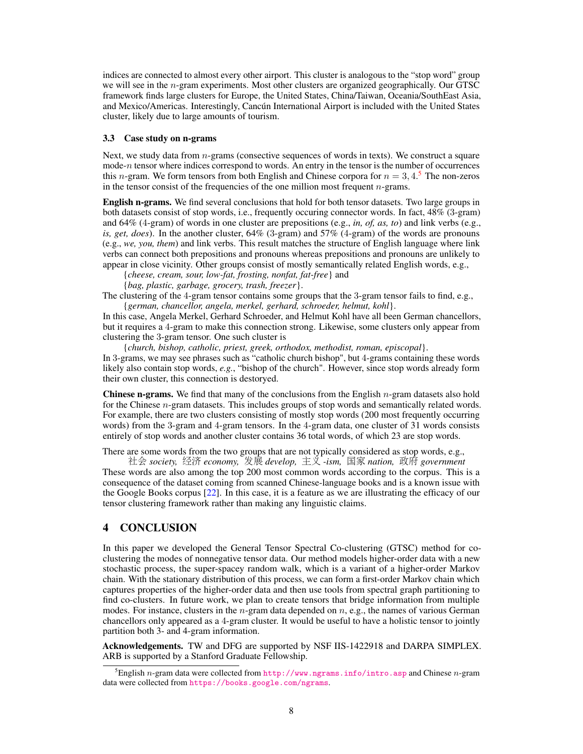indices are connected to almost every other airport. This cluster is analogous to the "stop word" group we will see in the $n$-gram experiments. Most other clusters are organized geographically. Our GTSC framework finds large clusters for Europe, the United States, China/Taiwan, Oceania/SouthEast Asia, and Mexico/Americas. Interestingly, Cancún International Airport is included with the United States cluster, likely due to large amounts of tourism.

### 3.3 Case study on n-grams

Next, we study data from $n$-grams (consective sequences of words in texts). We construct a square mode-$n$ tensor where indices correspond to words. An entry in the tensor is the number of occurrences this $n$-gram. We form tensors from both English and Chinese corpora for $n = 3, 4$.[5] The non-zeros in the tensor consist of the frequencies of the one million most frequent $n$-grams.

**English n-grams.** We find several conclusions that hold for both tensor datasets. Two large groups in both datasets consist of stop words, i.e., frequently occuring connector words. In fact, 48% (3-gram) and 64% (4-gram) of words in one cluster are prepositions (e.g., *in, of, as, to*) and link verbs (e.g., *is, get, does*). In the another cluster, 64% (3-gram) and 57% (4-gram) of the words are pronouns (e.g., *we, you, them*) and link verbs. This result matches the structure of English language where link verbs can connect both prepositions and pronouns whereas prepositions and pronouns are unlikely to appear in close vicinity. Other groups consist of mostly semantically related English words, e.g.,

{*cheese, cream, sour, low-fat, frosting, nonfat, fat-free*} and

{*bag, plastic, garbage, grocery, trash, freezer*}.

The clustering of the 4-gram tensor contains some groups that the 3-gram tensor fails to find, e.g.,

{*german, chancellor, angela, merkel, gerhard, schroeder, helmut, kohl*}.

In this case, Angela Merkel, Gerhard Schroeder, and Helmut Kohl have all been German chancellors, but it requires a 4-gram to make this connection strong. Likewise, some clusters only appear from clustering the 3-gram tensor. One such cluster is

{*church, bishop, catholic, priest, greek, orthodox, methodist, roman, episcopal*}.

In 3-grams, we may see phrases such as "catholic church bishop", but 4-grams containing these words likely also contain stop words, *e.g.*, "bishop of the church". However, since stop words already form their own cluster, this connection is destoryed.

**Chinese n-grams.** We find that many of the conclusions from the English $n$-gram datasets also hold for the Chinese $n$-gram datasets. This includes groups of stop words and semantically related words. For example, there are two clusters consisting of mostly stop words (200 most frequently occurring words) from the 3-gram and 4-gram tensors. In the 4-gram data, one cluster of 31 words consists entirely of stop words and another cluster contains 36 total words, of which 23 are stop words.

There are some words from the two groups that are not typically considered as stop words, e.g.,

社会 *society,* 经济 *economy,* 发展 *develop,* 主义 *-ism,* 国家 *nation,* 政府 *government*

These words are also among the top 200 most common words according to the corpus. This is a consequence of the dataset coming from scanned Chinese-language books and is a known issue with the Google Books corpus [22]. In this case, it is a feature as we are illustrating the efficacy of our tensor clustering framework rather than making any linguistic claims.

## 4 CONCLUSION

In this paper we developed the General Tensor Spectral Co-clustering (GTSC) method for co-clustering the modes of nonnegative tensor data. Our method models higher-order data with a new stochastic process, the super-spacey random walk, which is a variant of a higher-order Markov chain. With the stationary distribution of this process, we can form a first-order Markov chain which captures properties of the higher-order data and then use tools from spectral graph partitioning to find co-clusters. In future work, we plan to create tensors that bridge information from multiple modes. For instance, clusters in the $n$-gram data depended on $n$, e.g., the names of various German chancellors only appeared as a 4-gram cluster. It would be useful to have a holistic tensor to jointly partition both 3- and 4-gram information.

**Acknowledgements.** TW and DFG are supported by NSF IIS-1422918 and DARPA SIMPLEX. ARB is supported by a Stanford Graduate Fellowship.

[5] English $n$-gram data were collected from http://www.ngrams.info/intro.asp and Chinese $n$-gram data were collected from https://books.google.com/ngrams.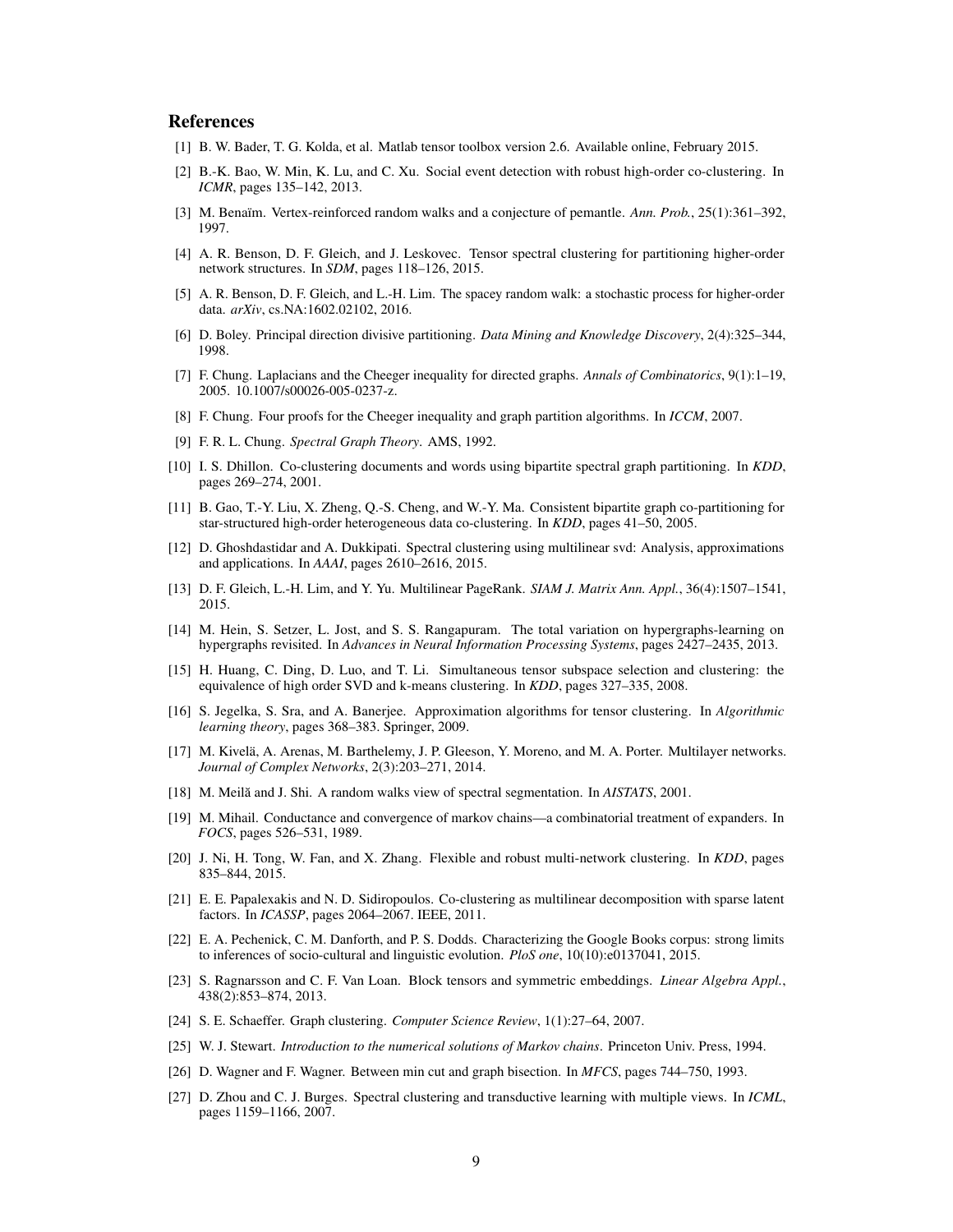## References

[1] B. W. Bader, T. G. Kolda, et al. Matlab tensor toolbox version 2.6. Available online, February 2015.

[2] B.-K. Bao, W. Min, K. Lu, and C. Xu. Social event detection with robust high-order co-clustering. In *ICMR*, pages 135–142, 2013.

[3] M. Benaïm. Vertex-reinforced random walks and a conjecture of pemantle. *Ann. Prob.*, 25(1):361–392, 1997.

[4] A. R. Benson, D. F. Gleich, and J. Leskovec. Tensor spectral clustering for partitioning higher-order network structures. In *SDM*, pages 118–126, 2015.

[5] A. R. Benson, D. F. Gleich, and L.-H. Lim. The spacey random walk: a stochastic process for higher-order data. *arXiv*, cs.NA:1602.02102, 2016.

[6] D. Boley. Principal direction divisive partitioning. *Data Mining and Knowledge Discovery*, 2(4):325–344, 1998.

[7] F. Chung. Laplacians and the Cheeger inequality for directed graphs. *Annals of Combinatorics*, 9(1):1–19, 2005. 10.1007/s00026-005-0237-z.

[8] F. Chung. Four proofs for the Cheeger inequality and graph partition algorithms. In *ICCM*, 2007.

[9] F. R. L. Chung. *Spectral Graph Theory*. AMS, 1992.

[10] I. S. Dhillon. Co-clustering documents and words using bipartite spectral graph partitioning. In *KDD*, pages 269–274, 2001.

[11] B. Gao, T.-Y. Liu, X. Zheng, Q.-S. Cheng, and W.-Y. Ma. Consistent bipartite graph co-partitioning for star-structured high-order heterogeneous data co-clustering. In *KDD*, pages 41–50, 2005.

[12] D. Ghoshdastidar and A. Dukkipati. Spectral clustering using multilinear svd: Analysis, approximations and applications. In *AAAI*, pages 2610–2616, 2015.

[13] D. F. Gleich, L.-H. Lim, and Y. Yu. Multilinear PageRank. *SIAM J. Matrix Ann. Appl.*, 36(4):1507–1541, 2015.

[14] M. Hein, S. Setzer, L. Jost, and S. S. Rangapuram. The total variation on hypergraphs-learning on hypergraphs revisited. In *Advances in Neural Information Processing Systems*, pages 2427–2435, 2013.

[15] H. Huang, C. Ding, D. Luo, and T. Li. Simultaneous tensor subspace selection and clustering: the equivalence of high order SVD and k-means clustering. In *KDD*, pages 327–335, 2008.

[16] S. Jegelka, S. Sra, and A. Banerjee. Approximation algorithms for tensor clustering. In *Algorithmic learning theory*, pages 368–383. Springer, 2009.

[17] M. Kivelä, A. Arenas, M. Barthelemy, J. P. Gleeson, Y. Moreno, and M. A. Porter. Multilayer networks. *Journal of Complex Networks*, 2(3):203–271, 2014.

[18] M. Meilă and J. Shi. A random walks view of spectral segmentation. In *AISTATS*, 2001.

[19] M. Mihail. Conductance and convergence of markov chains—a combinatorial treatment of expanders. In *FOCS*, pages 526–531, 1989.

[20] J. Ni, H. Tong, W. Fan, and X. Zhang. Flexible and robust multi-network clustering. In *KDD*, pages 835–844, 2015.

[21] E. E. Papalexakis and N. D. Sidiropoulos. Co-clustering as multilinear decomposition with sparse latent factors. In *ICASSP*, pages 2064–2067. IEEE, 2011.

[22] E. A. Pechenick, C. M. Danforth, and P. S. Dodds. Characterizing the Google Books corpus: strong limits to inferences of socio-cultural and linguistic evolution. *PloS one*, 10(10):e0137041, 2015.

[23] S. Ragnarsson and C. F. Van Loan. Block tensors and symmetric embeddings. *Linear Algebra Appl.*, 438(2):853–874, 2013.

[24] S. E. Schaeffer. Graph clustering. *Computer Science Review*, 1(1):27–64, 2007.

[25] W. J. Stewart. *Introduction to the numerical solutions of Markov chains*. Princeton Univ. Press, 1994.

[26] D. Wagner and F. Wagner. Between min cut and graph bisection. In *MFCS*, pages 744–750, 1993.

[27] D. Zhou and C. J. Burges. Spectral clustering and transductive learning with multiple views. In *ICML*, pages 1159–1166, 2007.